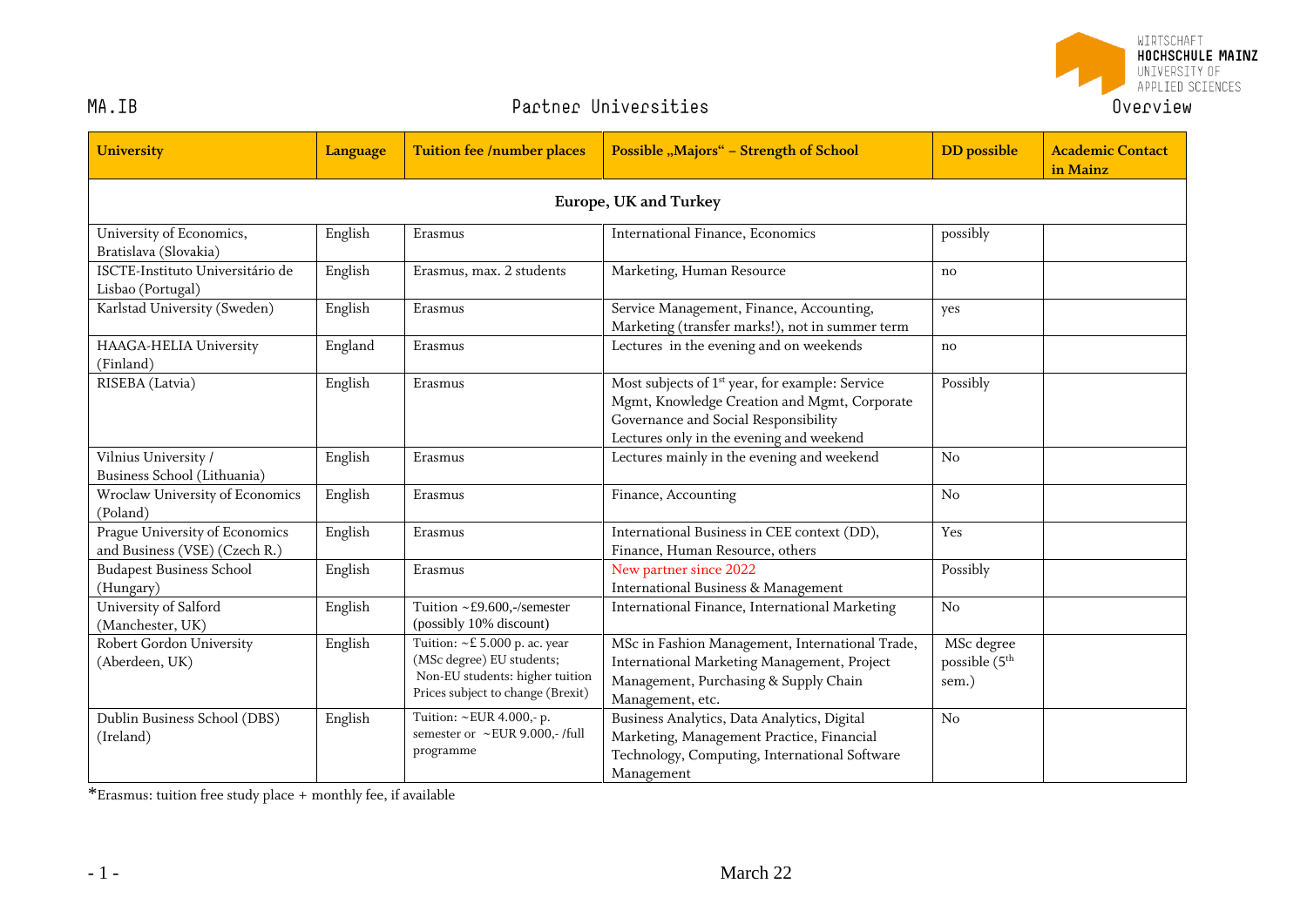MA.IB

# Partner Universities

Overview

| University | Language | Tuition fee /number places | Possible „Majors" – Strength of School | DD possible | Academic Contact in Mainz |
|---|---|---|---|---|---|
| **Europe, UK and Turkey** | | | | | |
| University of Economics, Bratislava (Slovakia) | English | Erasmus | International Finance, Economics | possibly | |
| ISCTE-Instituto Universitário de Lisbao (Portugal) | English | Erasmus, max. 2 students | Marketing, Human Resource | no | |
| Karlstad University (Sweden) | English | Erasmus | Service Management, Finance, Accounting, Marketing (transfer marks!), not in summer term | yes | |
| HAAGA-HELIA University (Finland) | England | Erasmus | Lectures in the evening and on weekends | no | |
| RISEBA (Latvia) | English | Erasmus | Most subjects of 1st year, for example: Service Mgmt, Knowledge Creation and Mgmt, Corporate Governance and Social Responsibility<br>Lectures only in the evening and weekend | Possibly | |
| Vilnius University / Business School (Lithuania) | English | Erasmus | Lectures mainly in the evening and weekend | No | |
| Wroclaw University of Economics (Poland) | English | Erasmus | Finance, Accounting | No | |
| Prague University of Economics and Business (VSE) (Czech R.) | English | Erasmus | International Business in CEE context (DD), Finance, Human Resource, others | Yes | |
| Budapest Business School (Hungary) | English | Erasmus | New partner since 2022<br>International Business & Management | Possibly | |
| University of Salford (Manchester, UK) | English | Tuition ~£9.600,-/semester (possibly 10% discount) | International Finance, International Marketing | No | |
| Robert Gordon University (Aberdeen, UK) | English | Tuition: ~£ 5.000 p. ac. year (MSc degree) EU students; Non-EU students: higher tuition Prices subject to change (Brexit) | MSc in Fashion Management, International Trade, International Marketing Management, Project Management, Purchasing & Supply Chain Management, etc. | MSc degree possible (5th sem.) | |
| Dublin Business School (DBS) (Ireland) | English | Tuition: ~EUR 4.000,- p. semester or ~EUR 9.000,- /full programme | Business Analytics, Data Analytics, Digital Marketing, Management Practice, Financial Technology, Computing, International Software Management | No | |

*Erasmus: tuition free study place + monthly fee, if available

March 22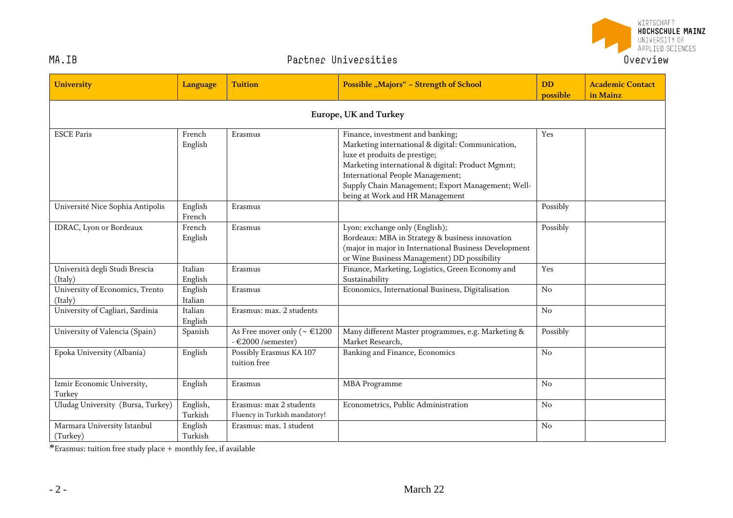MA.IB — Partner Universities — Overview

| University | Language | Tuition | Possible „Majors" – Strength of School | DD possible | Academic Contact in Mainz |
|---|---|---|---|---|---|
| **Europe, UK and Turkey** | | | | | |
| ESCE Paris | French English | Erasmus | Finance, investment and banking; Marketing international & digital: Communication, luxe et produits de prestige; Marketing international & digital: Product Mgmnt; International People Management; Supply Chain Management; Export Management; Well-being at Work and HR Management | Yes | |
| Université Nice Sophia Antipolis | English French | Erasmus | | Possibly | |
| IDRAC, Lyon or Bordeaux | French English | Erasmus | Lyon: exchange only (English); Bordeaux: MBA in Strategy & business innovation (major in major in International Business Development or Wine Business Management) DD possibility | Possibly | |
| Università degli Studi Brescia (Italy) | Italian English | Erasmus | Finance, Marketing, Logistics, Green Economy and Sustainability | Yes | |
| University of Economics, Trento (Italy) | English Italian | Erasmus | Economics, International Business, Digitalisation | No | |
| University of Cagliari, Sardinia | Italian English | Erasmus: max. 2 students | | No | |
| University of Valencia (Spain) | Spanish | As Free mover only (~ €1200 - €2000 /semester) | Many different Master programmes, e.g. Marketing & Market Research, | Possibly | |
| Epoka University (Albania) | English | Possibly Erasmus KA 107 tuition free | Banking and Finance, Economics | No | |
| Izmir Economic University, Turkey | English | Erasmus | MBA Programme | No | |
| Uludag University (Bursa, Turkey) | English, Turkish | Erasmus: max 2 students Fluency in Turkish mandatory! | Econometrics, Public Administration | No | |
| Marmara University Istanbul (Turkey) | English Turkish | Erasmus: max. 1 student | | No | |

*Erasmus: tuition free study place + monthly fee, if available

March 22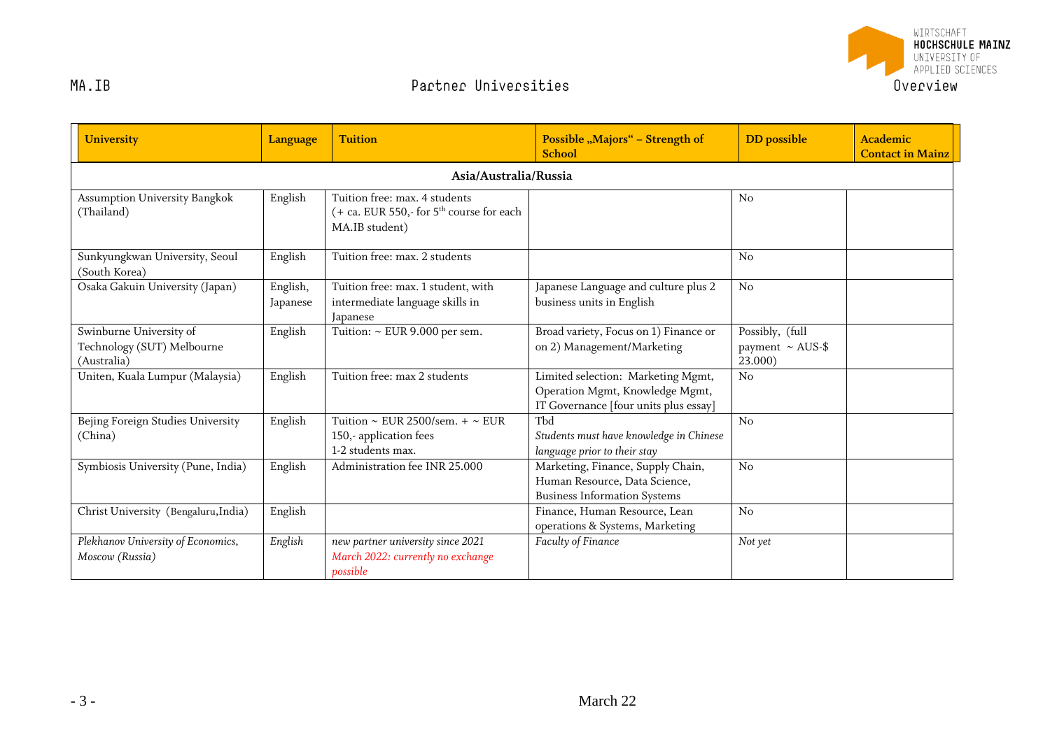## Partner Universities

Overview

| University | Language | Tuition | Possible „Majors" – Strength of School | DD possible | Academic Contact in Mainz |
|---|---|---|---|---|---|
| **Asia/Australia/Russia** | | | | | |
| Assumption University Bangkok (Thailand) | English | Tuition free: max. 4 students (+ ca. EUR 550,- for 5th course for each MA.IB student) | | No | |
| Sunkyungkwan University, Seoul (South Korea) | English | Tuition free: max. 2 students | | No | |
| Osaka Gakuin University (Japan) | English, Japanese | Tuition free: max. 1 student, with intermediate language skills in Japanese | Japanese Language and culture plus 2 business units in English | No | |
| Swinburne University of Technology (SUT) Melbourne (Australia) | English | Tuition: ~ EUR 9.000 per sem. | Broad variety, Focus on 1) Finance or on 2) Management/Marketing | Possibly, (full payment ~ AUS-$ 23.000) | |
| Uniten, Kuala Lumpur (Malaysia) | English | Tuition free: max 2 students | Limited selection: Marketing Mgmt, Operation Mgmt, Knowledge Mgmt, IT Governance [four units plus essay] | No | |
| Bejing Foreign Studies University (China) | English | Tuition ~ EUR 2500/sem. + ~ EUR 150,- application fees 1-2 students max. | Tbd *Students must have knowledge in Chinese language prior to their stay* | No | |
| Symbiosis University (Pune, India) | English | Administration fee INR 25.000 | Marketing, Finance, Supply Chain, Human Resource, Data Science, Business Information Systems | No | |
| Christ University (Bengaluru,India) | English | | Finance, Human Resource, Lean operations & Systems, Marketing | No | |
| *Plekhanov University of Economics, Moscow (Russia)* | *English* | *new partner university since 2021 March 2022: currently no exchange possible* | *Faculty of Finance* | *Not yet* | |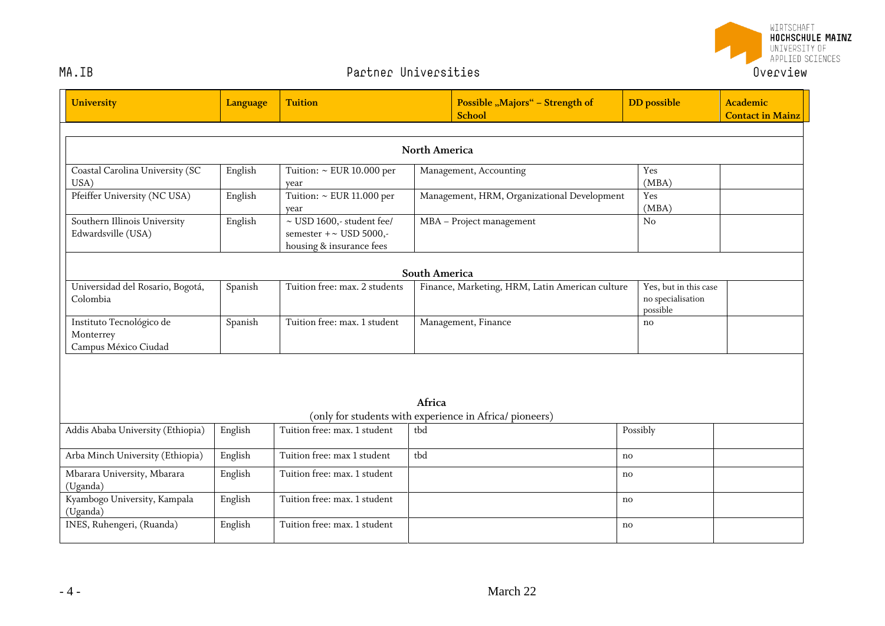## Partner Universities

| University | Language | Tuition | Possible „Majors" – Strength of School | DD possible | Academic Contact in Mainz |
|---|---|---|---|---|---|
| **North America** | | | | | |
| Coastal Carolina University (SC USA) | English | Tuition: ~ EUR 10.000 per year | Management, Accounting | Yes (MBA) | |
| Pfeiffer University (NC USA) | English | Tuition: ~ EUR 11.000 per year | Management, HRM, Organizational Development | Yes (MBA) | |
| Southern Illinois University Edwardsville (USA) | English | ~ USD 1600,- student fee/ semester + ~ USD 5000,- housing & insurance fees | MBA – Project management | No | |
| **South America** | | | | | |
| Universidad del Rosario, Bogotá, Colombia | Spanish | Tuition free: max. 2 students | Finance, Marketing, HRM, Latin American culture | Yes, but in this case no specialisation possible | |
| Instituto Tecnológico de Monterrey Campus México Ciudad | Spanish | Tuition free: max. 1 student | Management, Finance | no | |
| **Africa** (only for students with experience in Africa/ pioneers) | | | | | |
| Addis Ababa University (Ethiopia) | English | Tuition free: max. 1 student | tbd | Possibly | |
| Arba Minch University (Ethiopia) | English | Tuition free: max 1 student | tbd | no | |
| Mbarara University, Mbarara (Uganda) | English | Tuition free: max. 1 student | | no | |
| Kyambogo University, Kampala (Uganda) | English | Tuition free: max. 1 student | | no | |
| INES, Ruhengeri, (Ruanda) | English | Tuition free: max. 1 student | | no | |